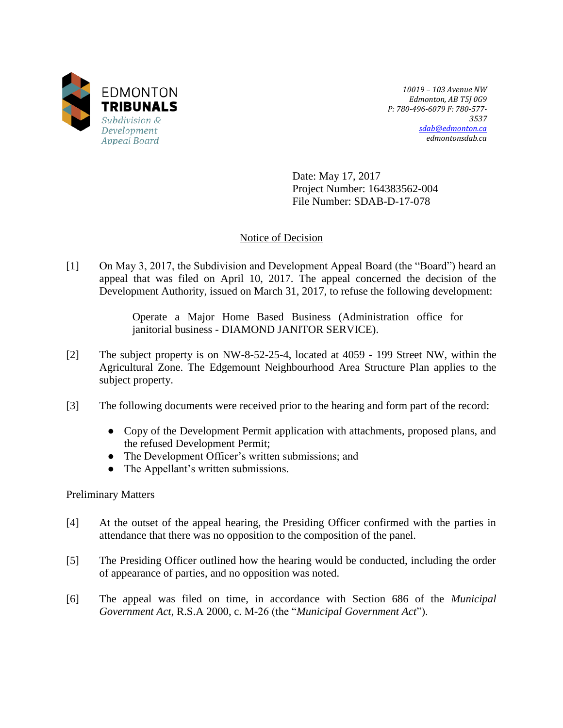EDMONTON
**TRIBUNALS**
*Subdivision & Development Appeal Board*

*10019 – 103 Avenue NW*
*Edmonton, AB T5J 0G9*
*P: 780-496-6079 F: 780-577-3537*
*sdab@edmonton.ca*
*edmontonsdab.ca*

Date: May 17, 2017
Project Number: 164383562-004
File Number: SDAB-D-17-078

## Notice of Decision

[1] On May 3, 2017, the Subdivision and Development Appeal Board (the "Board") heard an appeal that was filed on April 10, 2017. The appeal concerned the decision of the Development Authority, issued on March 31, 2017, to refuse the following development:

> Operate a Major Home Based Business (Administration office for janitorial business - DIAMOND JANITOR SERVICE).

[2] The subject property is on NW-8-52-25-4, located at 4059 - 199 Street NW, within the Agricultural Zone. The Edgemount Neighbourhood Area Structure Plan applies to the subject property.

[3] The following documents were received prior to the hearing and form part of the record:

- Copy of the Development Permit application with attachments, proposed plans, and the refused Development Permit;
- The Development Officer's written submissions; and
- The Appellant's written submissions.

Preliminary Matters

[4] At the outset of the appeal hearing, the Presiding Officer confirmed with the parties in attendance that there was no opposition to the composition of the panel.

[5] The Presiding Officer outlined how the hearing would be conducted, including the order of appearance of parties, and no opposition was noted.

[6] The appeal was filed on time, in accordance with Section 686 of the *Municipal Government Act*, R.S.A 2000, c. M-26 (the "*Municipal Government Act*").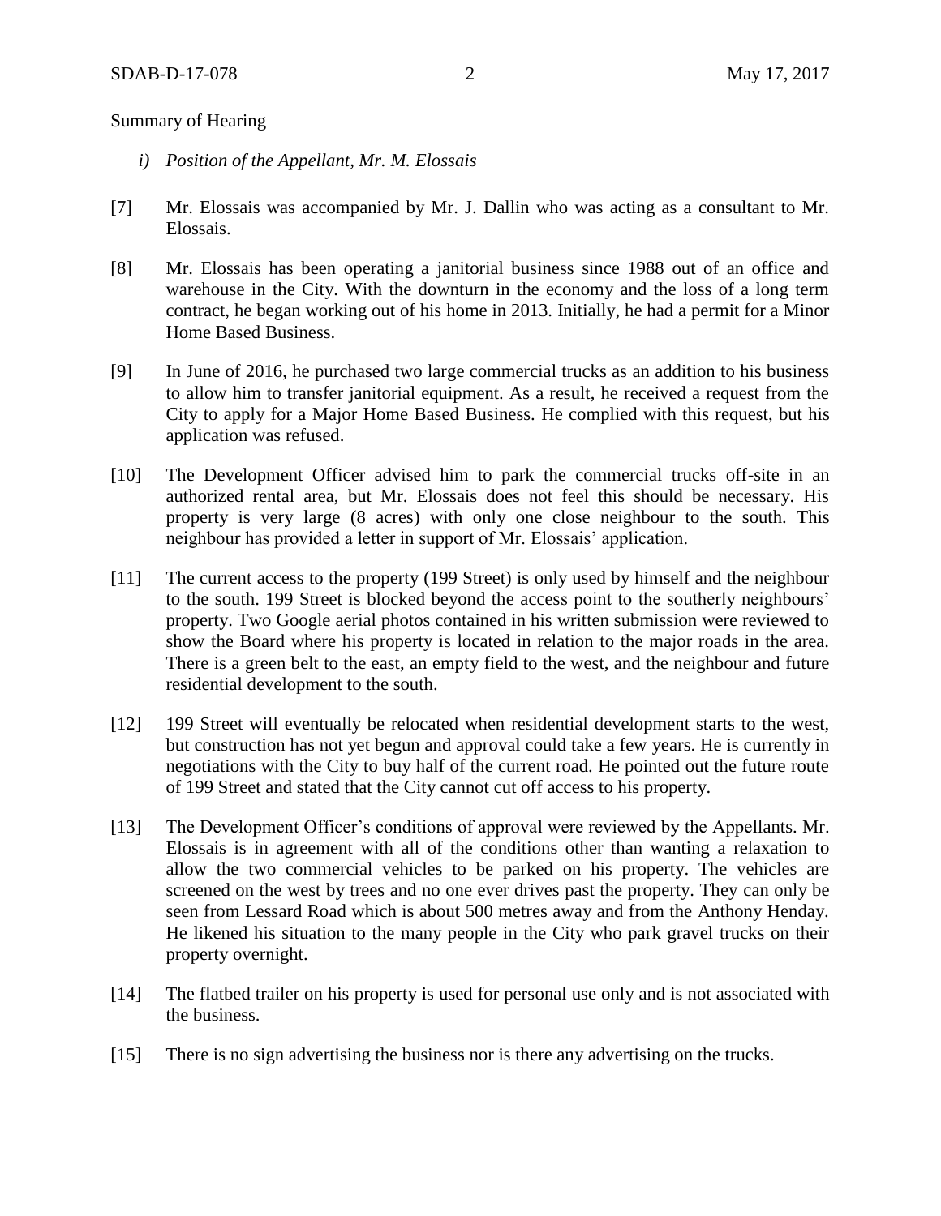Summary of Hearing

*i) Position of the Appellant, Mr. M. Elossais*

[7] Mr. Elossais was accompanied by Mr. J. Dallin who was acting as a consultant to Mr. Elossais.

[8] Mr. Elossais has been operating a janitorial business since 1988 out of an office and warehouse in the City. With the downturn in the economy and the loss of a long term contract, he began working out of his home in 2013. Initially, he had a permit for a Minor Home Based Business.

[9] In June of 2016, he purchased two large commercial trucks as an addition to his business to allow him to transfer janitorial equipment. As a result, he received a request from the City to apply for a Major Home Based Business. He complied with this request, but his application was refused.

[10] The Development Officer advised him to park the commercial trucks off-site in an authorized rental area, but Mr. Elossais does not feel this should be necessary. His property is very large (8 acres) with only one close neighbour to the south. This neighbour has provided a letter in support of Mr. Elossais' application.

[11] The current access to the property (199 Street) is only used by himself and the neighbour to the south. 199 Street is blocked beyond the access point to the southerly neighbours' property. Two Google aerial photos contained in his written submission were reviewed to show the Board where his property is located in relation to the major roads in the area. There is a green belt to the east, an empty field to the west, and the neighbour and future residential development to the south.

[12] 199 Street will eventually be relocated when residential development starts to the west, but construction has not yet begun and approval could take a few years. He is currently in negotiations with the City to buy half of the current road. He pointed out the future route of 199 Street and stated that the City cannot cut off access to his property.

[13] The Development Officer's conditions of approval were reviewed by the Appellants. Mr. Elossais is in agreement with all of the conditions other than wanting a relaxation to allow the two commercial vehicles to be parked on his property. The vehicles are screened on the west by trees and no one ever drives past the property. They can only be seen from Lessard Road which is about 500 metres away and from the Anthony Henday. He likened his situation to the many people in the City who park gravel trucks on their property overnight.

[14] The flatbed trailer on his property is used for personal use only and is not associated with the business.

[15] There is no sign advertising the business nor is there any advertising on the trucks.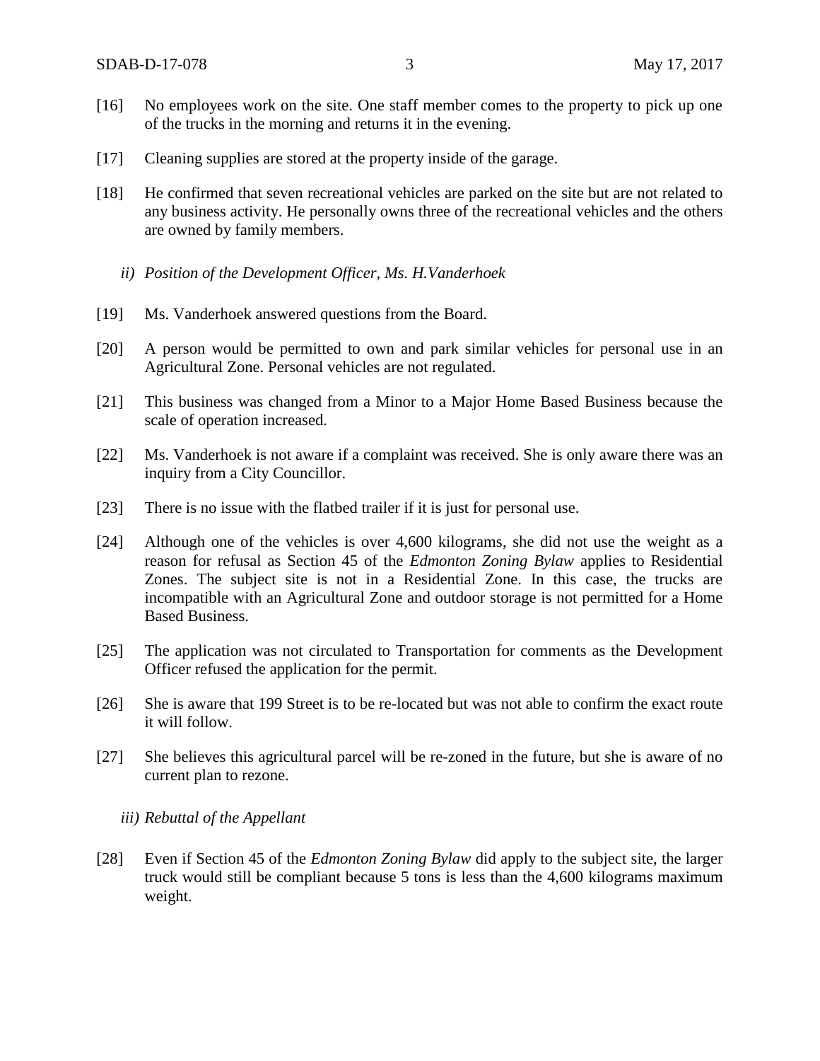[16] No employees work on the site. One staff member comes to the property to pick up one of the trucks in the morning and returns it in the evening.

[17] Cleaning supplies are stored at the property inside of the garage.

[18] He confirmed that seven recreational vehicles are parked on the site but are not related to any business activity. He personally owns three of the recreational vehicles and the others are owned by family members.

*ii) Position of the Development Officer, Ms. H.Vanderhoek*

[19] Ms. Vanderhoek answered questions from the Board.

[20] A person would be permitted to own and park similar vehicles for personal use in an Agricultural Zone. Personal vehicles are not regulated.

[21] This business was changed from a Minor to a Major Home Based Business because the scale of operation increased.

[22] Ms. Vanderhoek is not aware if a complaint was received. She is only aware there was an inquiry from a City Councillor.

[23] There is no issue with the flatbed trailer if it is just for personal use.

[24] Although one of the vehicles is over 4,600 kilograms, she did not use the weight as a reason for refusal as Section 45 of the *Edmonton Zoning Bylaw* applies to Residential Zones. The subject site is not in a Residential Zone. In this case, the trucks are incompatible with an Agricultural Zone and outdoor storage is not permitted for a Home Based Business.

[25] The application was not circulated to Transportation for comments as the Development Officer refused the application for the permit.

[26] She is aware that 199 Street is to be re-located but was not able to confirm the exact route it will follow.

[27] She believes this agricultural parcel will be re-zoned in the future, but she is aware of no current plan to rezone.

*iii) Rebuttal of the Appellant*

[28] Even if Section 45 of the *Edmonton Zoning Bylaw* did apply to the subject site, the larger truck would still be compliant because 5 tons is less than the 4,600 kilograms maximum weight.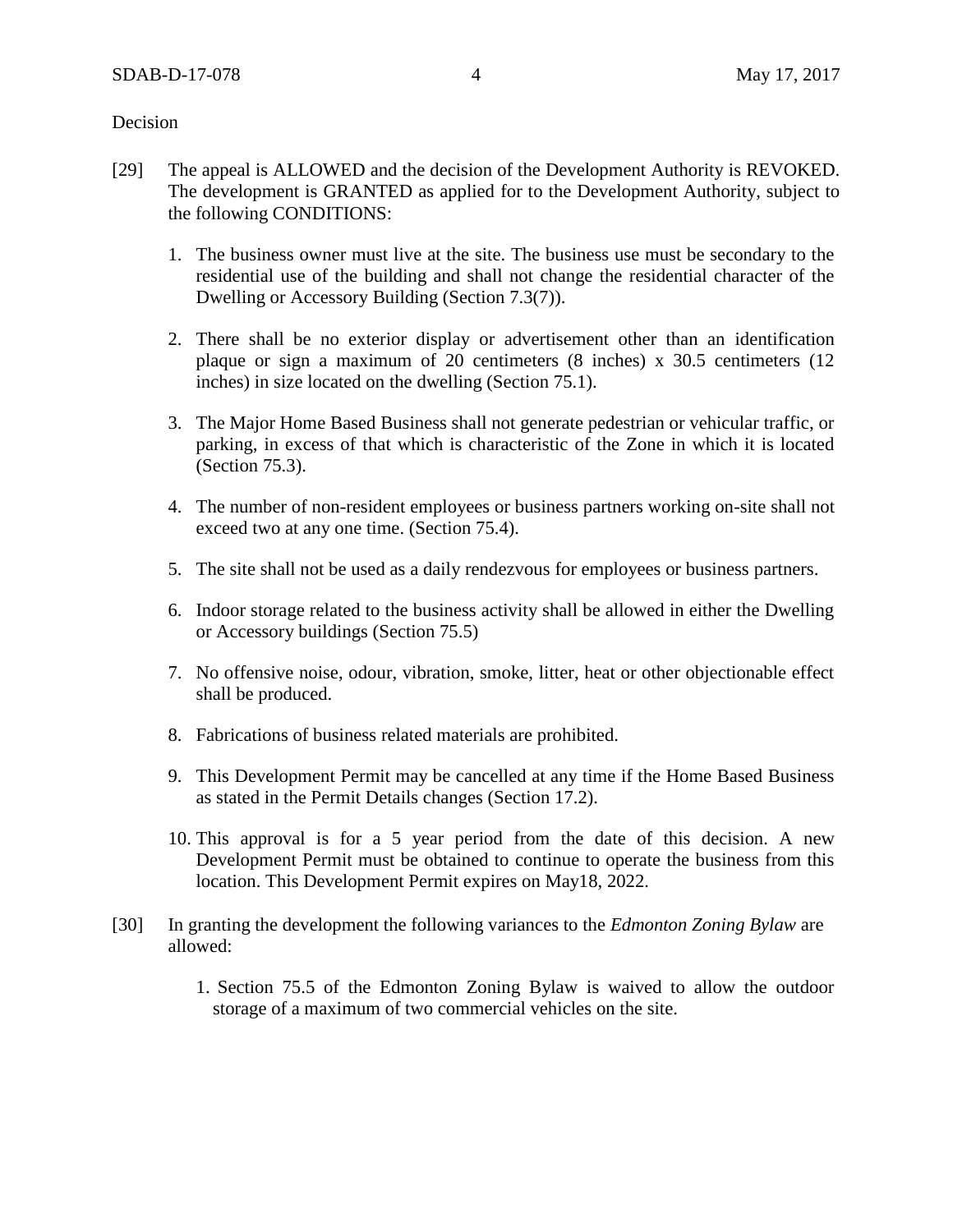Decision

[29] The appeal is ALLOWED and the decision of the Development Authority is REVOKED. The development is GRANTED as applied for to the Development Authority, subject to the following CONDITIONS:

1. The business owner must live at the site. The business use must be secondary to the residential use of the building and shall not change the residential character of the Dwelling or Accessory Building (Section 7.3(7)).

2. There shall be no exterior display or advertisement other than an identification plaque or sign a maximum of 20 centimeters (8 inches) x 30.5 centimeters (12 inches) in size located on the dwelling (Section 75.1).

3. The Major Home Based Business shall not generate pedestrian or vehicular traffic, or parking, in excess of that which is characteristic of the Zone in which it is located (Section 75.3).

4. The number of non-resident employees or business partners working on-site shall not exceed two at any one time. (Section 75.4).

5. The site shall not be used as a daily rendezvous for employees or business partners.

6. Indoor storage related to the business activity shall be allowed in either the Dwelling or Accessory buildings (Section 75.5)

7. No offensive noise, odour, vibration, smoke, litter, heat or other objectionable effect shall be produced.

8. Fabrications of business related materials are prohibited.

9. This Development Permit may be cancelled at any time if the Home Based Business as stated in the Permit Details changes (Section 17.2).

10. This approval is for a 5 year period from the date of this decision. A new Development Permit must be obtained to continue to operate the business from this location. This Development Permit expires on May18, 2022.

[30] In granting the development the following variances to the *Edmonton Zoning Bylaw* are allowed:

1. Section 75.5 of the Edmonton Zoning Bylaw is waived to allow the outdoor storage of a maximum of two commercial vehicles on the site.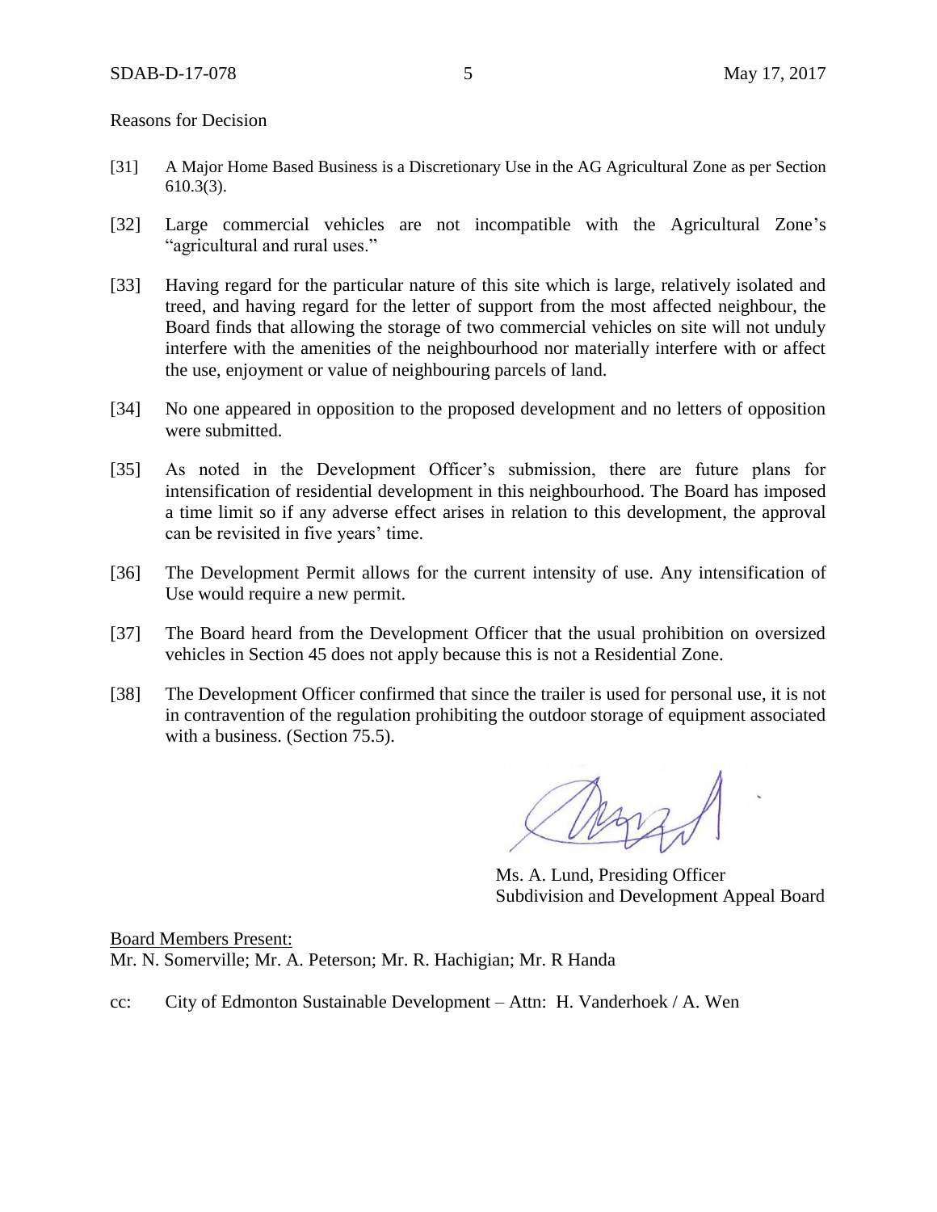Reasons for Decision

[31] A Major Home Based Business is a Discretionary Use in the AG Agricultural Zone as per Section 610.3(3).

[32] Large commercial vehicles are not incompatible with the Agricultural Zone's "agricultural and rural uses."

[33] Having regard for the particular nature of this site which is large, relatively isolated and treed, and having regard for the letter of support from the most affected neighbour, the Board finds that allowing the storage of two commercial vehicles on site will not unduly interfere with the amenities of the neighbourhood nor materially interfere with or affect the use, enjoyment or value of neighbouring parcels of land.

[34] No one appeared in opposition to the proposed development and no letters of opposition were submitted.

[35] As noted in the Development Officer's submission, there are future plans for intensification of residential development in this neighbourhood. The Board has imposed a time limit so if any adverse effect arises in relation to this development, the approval can be revisited in five years' time.

[36] The Development Permit allows for the current intensity of use. Any intensification of Use would require a new permit.

[37] The Board heard from the Development Officer that the usual prohibition on oversized vehicles in Section 45 does not apply because this is not a Residential Zone.

[38] The Development Officer confirmed that since the trailer is used for personal use, it is not in contravention of the regulation prohibiting the outdoor storage of equipment associated with a business. (Section 75.5).

Ms. A. Lund, Presiding Officer
Subdivision and Development Appeal Board

Board Members Present:
Mr. N. Somerville; Mr. A. Peterson; Mr. R. Hachigian; Mr. R Handa

cc: City of Edmonton Sustainable Development – Attn: H. Vanderhoek / A. Wen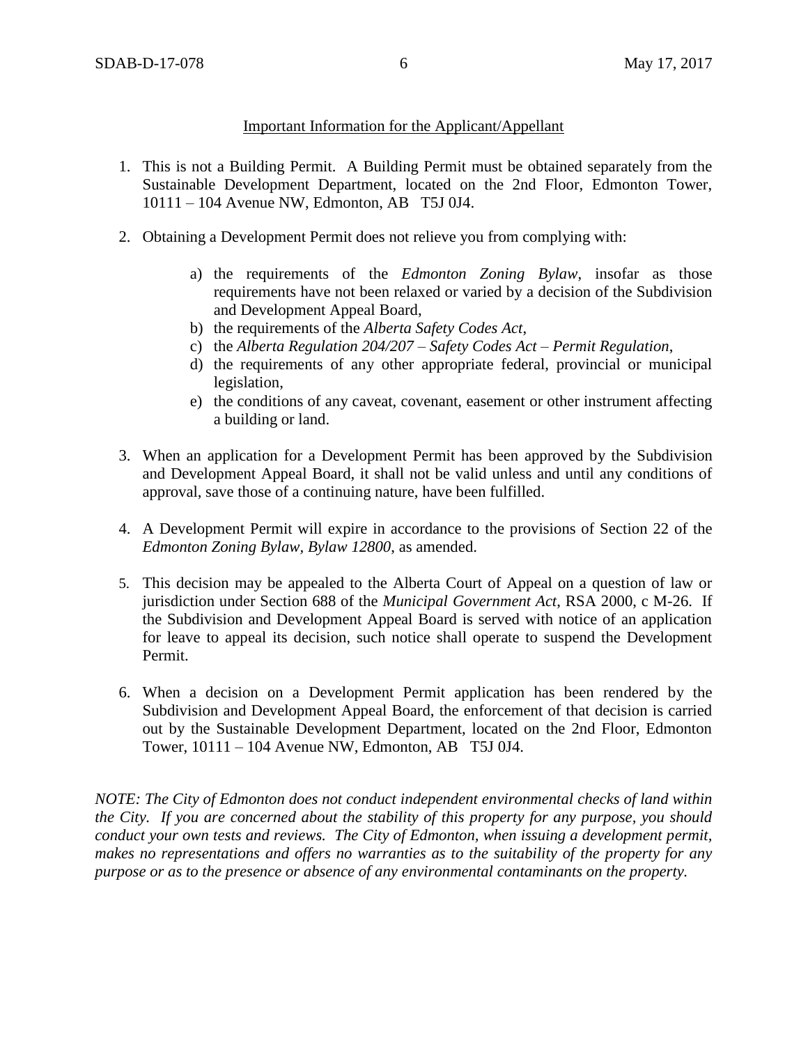## Important Information for the Applicant/Appellant

1. This is not a Building Permit. A Building Permit must be obtained separately from the Sustainable Development Department, located on the 2nd Floor, Edmonton Tower, 10111 – 104 Avenue NW, Edmonton, AB T5J 0J4.

2. Obtaining a Development Permit does not relieve you from complying with:

    a) the requirements of the *Edmonton Zoning Bylaw*, insofar as those requirements have not been relaxed or varied by a decision of the Subdivision and Development Appeal Board,
    b) the requirements of the *Alberta Safety Codes Act*,
    c) the *Alberta Regulation 204/207 – Safety Codes Act – Permit Regulation*,
    d) the requirements of any other appropriate federal, provincial or municipal legislation,
    e) the conditions of any caveat, covenant, easement or other instrument affecting a building or land.

3. When an application for a Development Permit has been approved by the Subdivision and Development Appeal Board, it shall not be valid unless and until any conditions of approval, save those of a continuing nature, have been fulfilled.

4. A Development Permit will expire in accordance to the provisions of Section 22 of the *Edmonton Zoning Bylaw, Bylaw 12800*, as amended.

5. This decision may be appealed to the Alberta Court of Appeal on a question of law or jurisdiction under Section 688 of the *Municipal Government Act*, RSA 2000, c M-26. If the Subdivision and Development Appeal Board is served with notice of an application for leave to appeal its decision, such notice shall operate to suspend the Development Permit.

6. When a decision on a Development Permit application has been rendered by the Subdivision and Development Appeal Board, the enforcement of that decision is carried out by the Sustainable Development Department, located on the 2nd Floor, Edmonton Tower, 10111 – 104 Avenue NW, Edmonton, AB T5J 0J4.

*NOTE: The City of Edmonton does not conduct independent environmental checks of land within the City. If you are concerned about the stability of this property for any purpose, you should conduct your own tests and reviews. The City of Edmonton, when issuing a development permit, makes no representations and offers no warranties as to the suitability of the property for any purpose or as to the presence or absence of any environmental contaminants on the property.*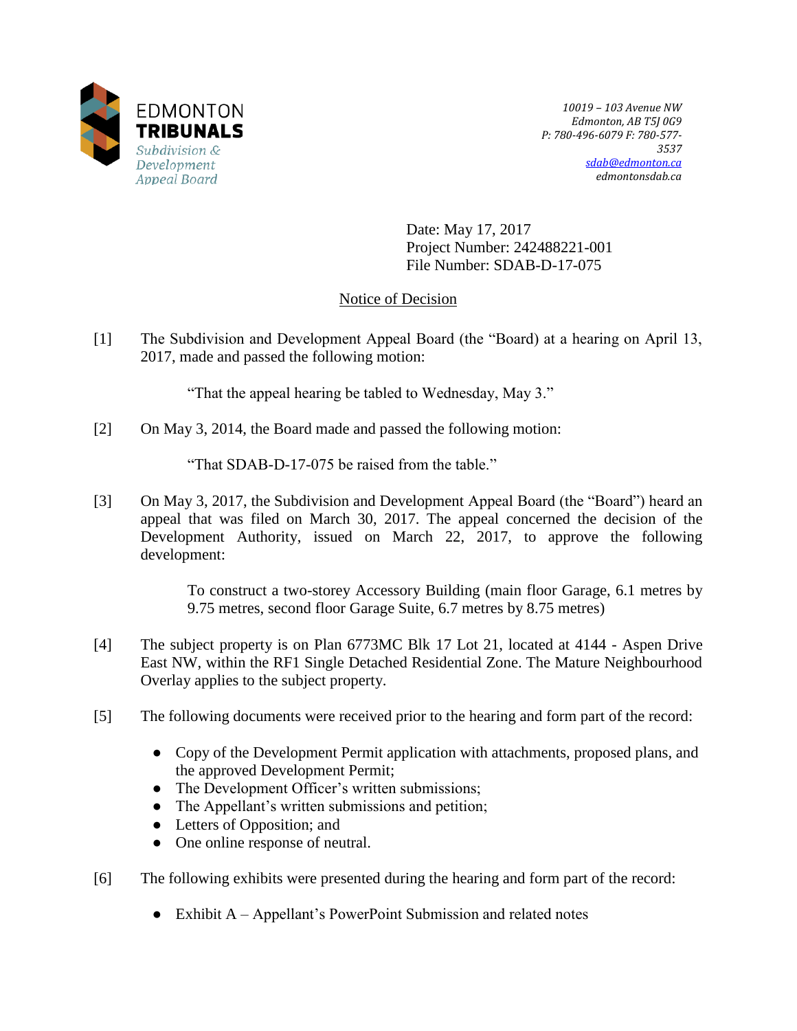EDMONTON
**TRIBUNALS**
*Subdivision & Development Appeal Board*

*10019 – 103 Avenue NW*
*Edmonton, AB T5J 0G9*
*P: 780-496-6079 F: 780-577-3537*
*sdab@edmonton.ca*
*edmontonsdab.ca*

Date: May 17, 2017
Project Number: 242488221-001
File Number: SDAB-D-17-075

Notice of Decision

[1] The Subdivision and Development Appeal Board (the "Board) at a hearing on April 13, 2017, made and passed the following motion:

> "That the appeal hearing be tabled to Wednesday, May 3."

[2] On May 3, 2014, the Board made and passed the following motion:

> "That SDAB-D-17-075 be raised from the table."

[3] On May 3, 2017, the Subdivision and Development Appeal Board (the "Board") heard an appeal that was filed on March 30, 2017. The appeal concerned the decision of the Development Authority, issued on March 22, 2017, to approve the following development:

> To construct a two-storey Accessory Building (main floor Garage, 6.1 metres by 9.75 metres, second floor Garage Suite, 6.7 metres by 8.75 metres)

[4] The subject property is on Plan 6773MC Blk 17 Lot 21, located at 4144 - Aspen Drive East NW, within the RF1 Single Detached Residential Zone. The Mature Neighbourhood Overlay applies to the subject property.

[5] The following documents were received prior to the hearing and form part of the record:

- Copy of the Development Permit application with attachments, proposed plans, and the approved Development Permit;
- The Development Officer's written submissions;
- The Appellant's written submissions and petition;
- Letters of Opposition; and
- One online response of neutral.

[6] The following exhibits were presented during the hearing and form part of the record:

- Exhibit A – Appellant's PowerPoint Submission and related notes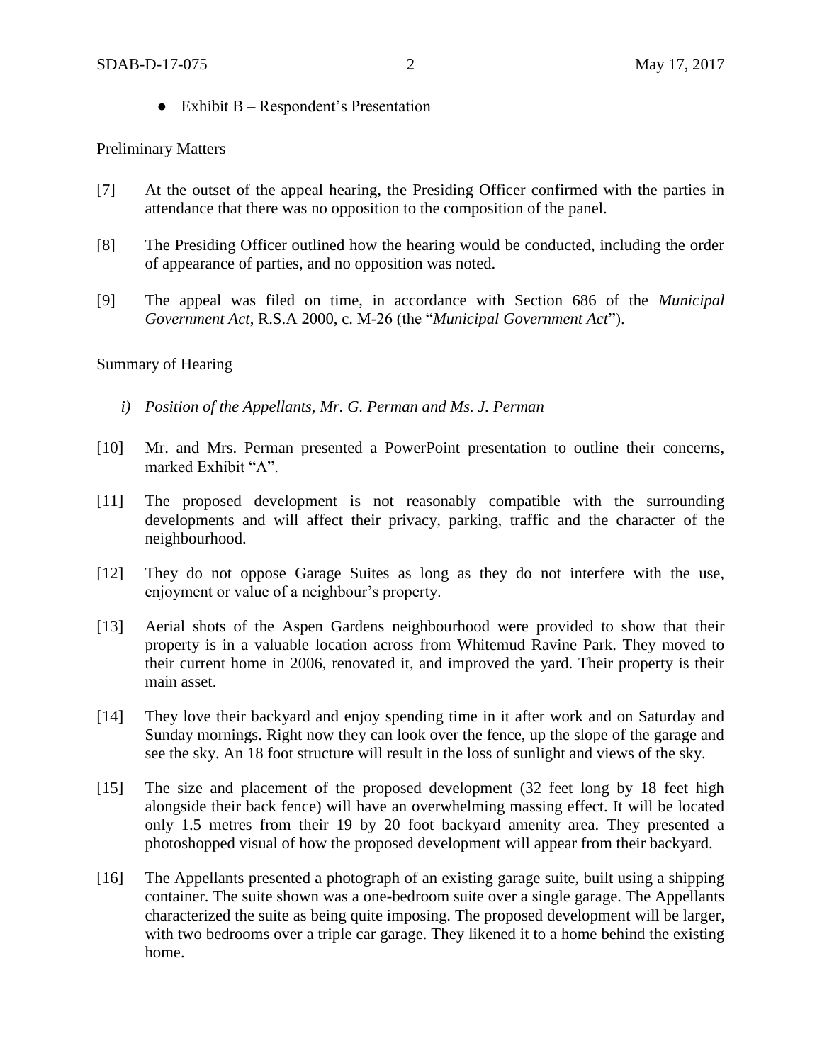- Exhibit B – Respondent's Presentation

Preliminary Matters

[7] At the outset of the appeal hearing, the Presiding Officer confirmed with the parties in attendance that there was no opposition to the composition of the panel.

[8] The Presiding Officer outlined how the hearing would be conducted, including the order of appearance of parties, and no opposition was noted.

[9] The appeal was filed on time, in accordance with Section 686 of the *Municipal Government Act*, R.S.A 2000, c. M-26 (the "*Municipal Government Act*").

Summary of Hearing

*i) Position of the Appellants, Mr. G. Perman and Ms. J. Perman*

[10] Mr. and Mrs. Perman presented a PowerPoint presentation to outline their concerns, marked Exhibit "A".

[11] The proposed development is not reasonably compatible with the surrounding developments and will affect their privacy, parking, traffic and the character of the neighbourhood.

[12] They do not oppose Garage Suites as long as they do not interfere with the use, enjoyment or value of a neighbour's property.

[13] Aerial shots of the Aspen Gardens neighbourhood were provided to show that their property is in a valuable location across from Whitemud Ravine Park. They moved to their current home in 2006, renovated it, and improved the yard. Their property is their main asset.

[14] They love their backyard and enjoy spending time in it after work and on Saturday and Sunday mornings. Right now they can look over the fence, up the slope of the garage and see the sky. An 18 foot structure will result in the loss of sunlight and views of the sky.

[15] The size and placement of the proposed development (32 feet long by 18 feet high alongside their back fence) will have an overwhelming massing effect. It will be located only 1.5 metres from their 19 by 20 foot backyard amenity area. They presented a photoshopped visual of how the proposed development will appear from their backyard.

[16] The Appellants presented a photograph of an existing garage suite, built using a shipping container. The suite shown was a one-bedroom suite over a single garage. The Appellants characterized the suite as being quite imposing. The proposed development will be larger, with two bedrooms over a triple car garage. They likened it to a home behind the existing home.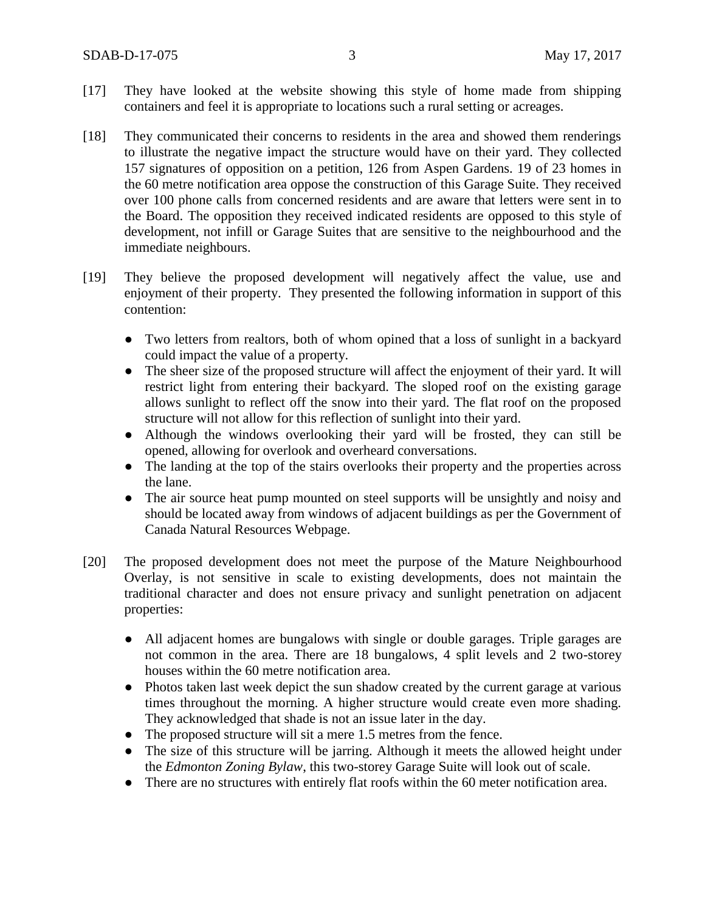[17] They have looked at the website showing this style of home made from shipping containers and feel it is appropriate to locations such a rural setting or acreages.

[18] They communicated their concerns to residents in the area and showed them renderings to illustrate the negative impact the structure would have on their yard. They collected 157 signatures of opposition on a petition, 126 from Aspen Gardens. 19 of 23 homes in the 60 metre notification area oppose the construction of this Garage Suite. They received over 100 phone calls from concerned residents and are aware that letters were sent in to the Board. The opposition they received indicated residents are opposed to this style of development, not infill or Garage Suites that are sensitive to the neighbourhood and the immediate neighbours.

[19] They believe the proposed development will negatively affect the value, use and enjoyment of their property. They presented the following information in support of this contention:

- Two letters from realtors, both of whom opined that a loss of sunlight in a backyard could impact the value of a property.
- The sheer size of the proposed structure will affect the enjoyment of their yard. It will restrict light from entering their backyard. The sloped roof on the existing garage allows sunlight to reflect off the snow into their yard. The flat roof on the proposed structure will not allow for this reflection of sunlight into their yard.
- Although the windows overlooking their yard will be frosted, they can still be opened, allowing for overlook and overheard conversations.
- The landing at the top of the stairs overlooks their property and the properties across the lane.
- The air source heat pump mounted on steel supports will be unsightly and noisy and should be located away from windows of adjacent buildings as per the Government of Canada Natural Resources Webpage.

[20] The proposed development does not meet the purpose of the Mature Neighbourhood Overlay, is not sensitive in scale to existing developments, does not maintain the traditional character and does not ensure privacy and sunlight penetration on adjacent properties:

- All adjacent homes are bungalows with single or double garages. Triple garages are not common in the area. There are 18 bungalows, 4 split levels and 2 two-storey houses within the 60 metre notification area.
- Photos taken last week depict the sun shadow created by the current garage at various times throughout the morning. A higher structure would create even more shading. They acknowledged that shade is not an issue later in the day.
- The proposed structure will sit a mere 1.5 metres from the fence.
- The size of this structure will be jarring. Although it meets the allowed height under the *Edmonton Zoning Bylaw*, this two-storey Garage Suite will look out of scale.
- There are no structures with entirely flat roofs within the 60 meter notification area.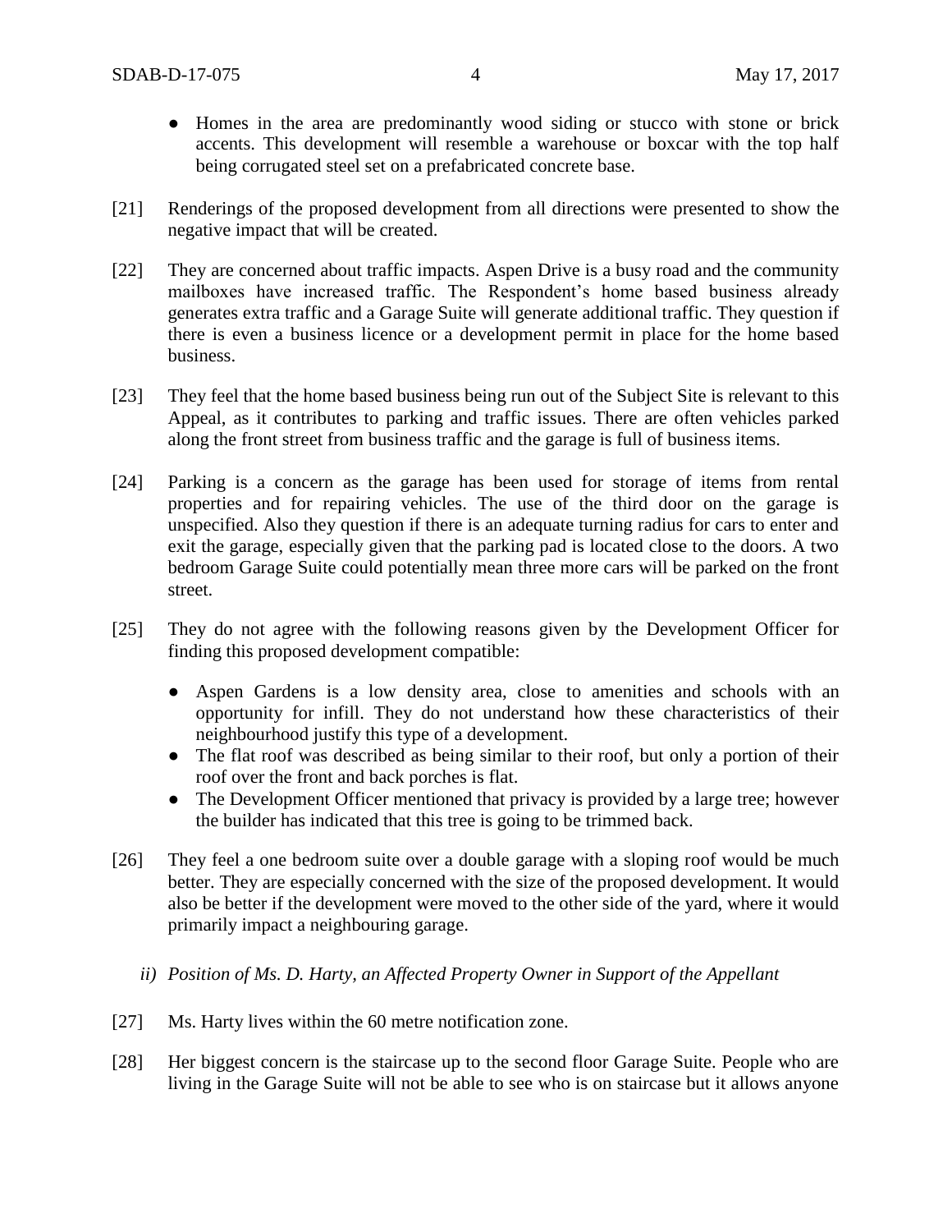- Homes in the area are predominantly wood siding or stucco with stone or brick accents. This development will resemble a warehouse or boxcar with the top half being corrugated steel set on a prefabricated concrete base.

[21] Renderings of the proposed development from all directions were presented to show the negative impact that will be created.

[22] They are concerned about traffic impacts. Aspen Drive is a busy road and the community mailboxes have increased traffic. The Respondent's home based business already generates extra traffic and a Garage Suite will generate additional traffic. They question if there is even a business licence or a development permit in place for the home based business.

[23] They feel that the home based business being run out of the Subject Site is relevant to this Appeal, as it contributes to parking and traffic issues. There are often vehicles parked along the front street from business traffic and the garage is full of business items.

[24] Parking is a concern as the garage has been used for storage of items from rental properties and for repairing vehicles. The use of the third door on the garage is unspecified. Also they question if there is an adequate turning radius for cars to enter and exit the garage, especially given that the parking pad is located close to the doors. A two bedroom Garage Suite could potentially mean three more cars will be parked on the front street.

[25] They do not agree with the following reasons given by the Development Officer for finding this proposed development compatible:

- Aspen Gardens is a low density area, close to amenities and schools with an opportunity for infill. They do not understand how these characteristics of their neighbourhood justify this type of a development.
- The flat roof was described as being similar to their roof, but only a portion of their roof over the front and back porches is flat.
- The Development Officer mentioned that privacy is provided by a large tree; however the builder has indicated that this tree is going to be trimmed back.

[26] They feel a one bedroom suite over a double garage with a sloping roof would be much better. They are especially concerned with the size of the proposed development. It would also be better if the development were moved to the other side of the yard, where it would primarily impact a neighbouring garage.

*ii) Position of Ms. D. Harty, an Affected Property Owner in Support of the Appellant*

[27] Ms. Harty lives within the 60 metre notification zone.

[28] Her biggest concern is the staircase up to the second floor Garage Suite. People who are living in the Garage Suite will not be able to see who is on staircase but it allows anyone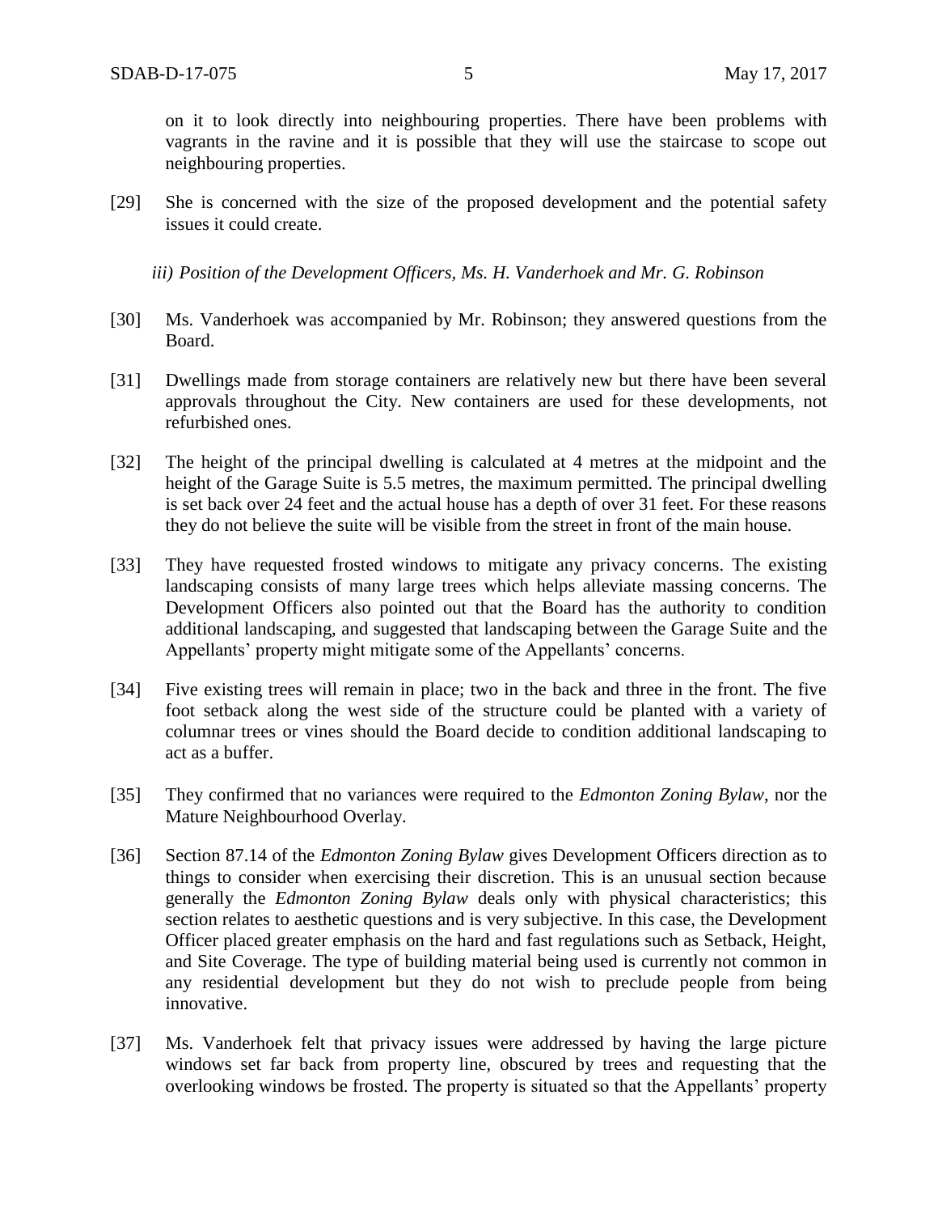on it to look directly into neighbouring properties. There have been problems with vagrants in the ravine and it is possible that they will use the staircase to scope out neighbouring properties.

[29] She is concerned with the size of the proposed development and the potential safety issues it could create.

*iii) Position of the Development Officers, Ms. H. Vanderhoek and Mr. G. Robinson*

[30] Ms. Vanderhoek was accompanied by Mr. Robinson; they answered questions from the Board.

[31] Dwellings made from storage containers are relatively new but there have been several approvals throughout the City. New containers are used for these developments, not refurbished ones.

[32] The height of the principal dwelling is calculated at 4 metres at the midpoint and the height of the Garage Suite is 5.5 metres, the maximum permitted. The principal dwelling is set back over 24 feet and the actual house has a depth of over 31 feet. For these reasons they do not believe the suite will be visible from the street in front of the main house.

[33] They have requested frosted windows to mitigate any privacy concerns. The existing landscaping consists of many large trees which helps alleviate massing concerns. The Development Officers also pointed out that the Board has the authority to condition additional landscaping, and suggested that landscaping between the Garage Suite and the Appellants' property might mitigate some of the Appellants' concerns.

[34] Five existing trees will remain in place; two in the back and three in the front. The five foot setback along the west side of the structure could be planted with a variety of columnar trees or vines should the Board decide to condition additional landscaping to act as a buffer.

[35] They confirmed that no variances were required to the *Edmonton Zoning Bylaw*, nor the Mature Neighbourhood Overlay.

[36] Section 87.14 of the *Edmonton Zoning Bylaw* gives Development Officers direction as to things to consider when exercising their discretion. This is an unusual section because generally the *Edmonton Zoning Bylaw* deals only with physical characteristics; this section relates to aesthetic questions and is very subjective. In this case, the Development Officer placed greater emphasis on the hard and fast regulations such as Setback, Height, and Site Coverage. The type of building material being used is currently not common in any residential development but they do not wish to preclude people from being innovative.

[37] Ms. Vanderhoek felt that privacy issues were addressed by having the large picture windows set far back from property line, obscured by trees and requesting that the overlooking windows be frosted. The property is situated so that the Appellants' property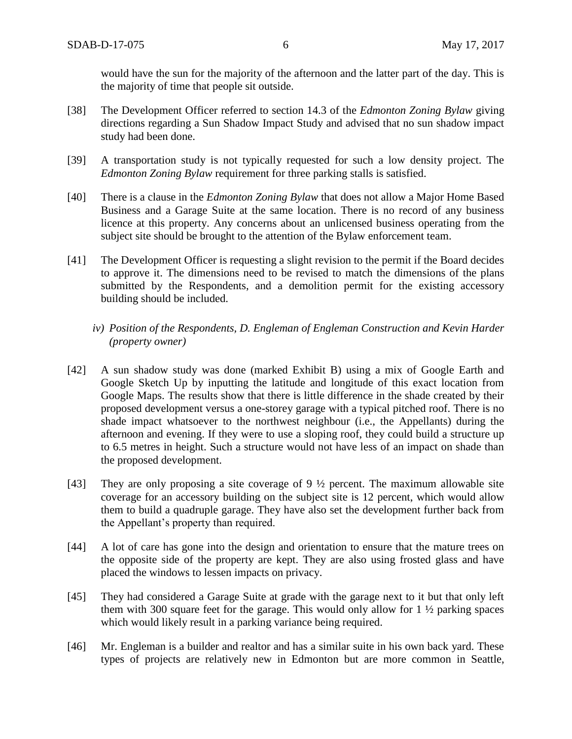would have the sun for the majority of the afternoon and the latter part of the day. This is the majority of time that people sit outside.

[38] The Development Officer referred to section 14.3 of the *Edmonton Zoning Bylaw* giving directions regarding a Sun Shadow Impact Study and advised that no sun shadow impact study had been done.

[39] A transportation study is not typically requested for such a low density project. The *Edmonton Zoning Bylaw* requirement for three parking stalls is satisfied.

[40] There is a clause in the *Edmonton Zoning Bylaw* that does not allow a Major Home Based Business and a Garage Suite at the same location. There is no record of any business licence at this property. Any concerns about an unlicensed business operating from the subject site should be brought to the attention of the Bylaw enforcement team.

[41] The Development Officer is requesting a slight revision to the permit if the Board decides to approve it. The dimensions need to be revised to match the dimensions of the plans submitted by the Respondents, and a demolition permit for the existing accessory building should be included.

*iv) Position of the Respondents, D. Engleman of Engleman Construction and Kevin Harder (property owner)*

[42] A sun shadow study was done (marked Exhibit B) using a mix of Google Earth and Google Sketch Up by inputting the latitude and longitude of this exact location from Google Maps. The results show that there is little difference in the shade created by their proposed development versus a one-storey garage with a typical pitched roof. There is no shade impact whatsoever to the northwest neighbour (i.e., the Appellants) during the afternoon and evening. If they were to use a sloping roof, they could build a structure up to 6.5 metres in height. Such a structure would not have less of an impact on shade than the proposed development.

[43] They are only proposing a site coverage of 9 ½ percent. The maximum allowable site coverage for an accessory building on the subject site is 12 percent, which would allow them to build a quadruple garage. They have also set the development further back from the Appellant's property than required.

[44] A lot of care has gone into the design and orientation to ensure that the mature trees on the opposite side of the property are kept. They are also using frosted glass and have placed the windows to lessen impacts on privacy.

[45] They had considered a Garage Suite at grade with the garage next to it but that only left them with 300 square feet for the garage. This would only allow for 1 ½ parking spaces which would likely result in a parking variance being required.

[46] Mr. Engleman is a builder and realtor and has a similar suite in his own back yard. These types of projects are relatively new in Edmonton but are more common in Seattle,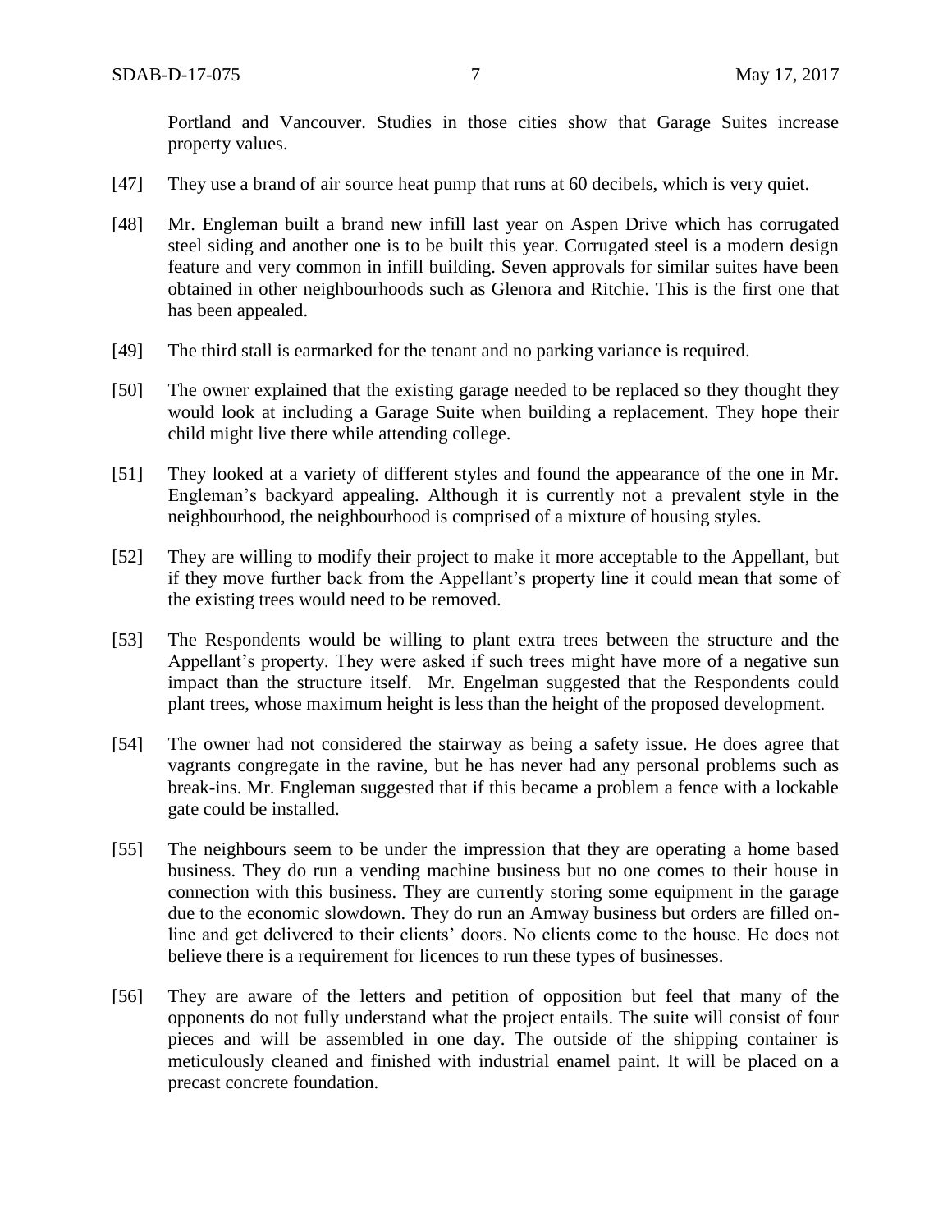Portland and Vancouver. Studies in those cities show that Garage Suites increase property values.

[47] They use a brand of air source heat pump that runs at 60 decibels, which is very quiet.

[48] Mr. Engleman built a brand new infill last year on Aspen Drive which has corrugated steel siding and another one is to be built this year. Corrugated steel is a modern design feature and very common in infill building. Seven approvals for similar suites have been obtained in other neighbourhoods such as Glenora and Ritchie. This is the first one that has been appealed.

[49] The third stall is earmarked for the tenant and no parking variance is required.

[50] The owner explained that the existing garage needed to be replaced so they thought they would look at including a Garage Suite when building a replacement. They hope their child might live there while attending college.

[51] They looked at a variety of different styles and found the appearance of the one in Mr. Engleman's backyard appealing. Although it is currently not a prevalent style in the neighbourhood, the neighbourhood is comprised of a mixture of housing styles.

[52] They are willing to modify their project to make it more acceptable to the Appellant, but if they move further back from the Appellant's property line it could mean that some of the existing trees would need to be removed.

[53] The Respondents would be willing to plant extra trees between the structure and the Appellant's property. They were asked if such trees might have more of a negative sun impact than the structure itself. Mr. Engelman suggested that the Respondents could plant trees, whose maximum height is less than the height of the proposed development.

[54] The owner had not considered the stairway as being a safety issue. He does agree that vagrants congregate in the ravine, but he has never had any personal problems such as break-ins. Mr. Engleman suggested that if this became a problem a fence with a lockable gate could be installed.

[55] The neighbours seem to be under the impression that they are operating a home based business. They do run a vending machine business but no one comes to their house in connection with this business. They are currently storing some equipment in the garage due to the economic slowdown. They do run an Amway business but orders are filled on-line and get delivered to their clients' doors. No clients come to the house. He does not believe there is a requirement for licences to run these types of businesses.

[56] They are aware of the letters and petition of opposition but feel that many of the opponents do not fully understand what the project entails. The suite will consist of four pieces and will be assembled in one day. The outside of the shipping container is meticulously cleaned and finished with industrial enamel paint. It will be placed on a precast concrete foundation.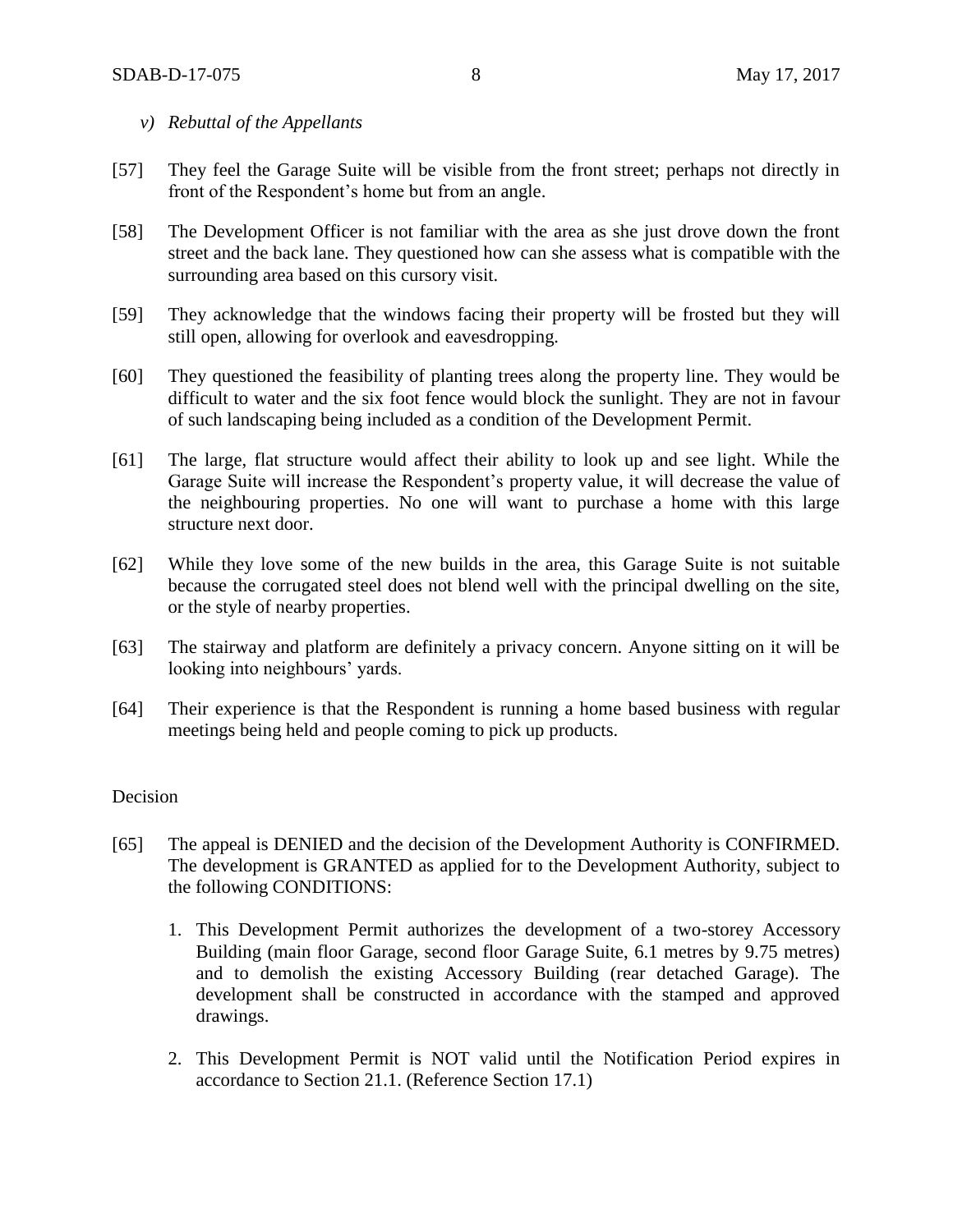*v) Rebuttal of the Appellants*

[57] They feel the Garage Suite will be visible from the front street; perhaps not directly in front of the Respondent's home but from an angle.

[58] The Development Officer is not familiar with the area as she just drove down the front street and the back lane. They questioned how can she assess what is compatible with the surrounding area based on this cursory visit.

[59] They acknowledge that the windows facing their property will be frosted but they will still open, allowing for overlook and eavesdropping.

[60] They questioned the feasibility of planting trees along the property line. They would be difficult to water and the six foot fence would block the sunlight. They are not in favour of such landscaping being included as a condition of the Development Permit.

[61] The large, flat structure would affect their ability to look up and see light. While the Garage Suite will increase the Respondent's property value, it will decrease the value of the neighbouring properties. No one will want to purchase a home with this large structure next door.

[62] While they love some of the new builds in the area, this Garage Suite is not suitable because the corrugated steel does not blend well with the principal dwelling on the site, or the style of nearby properties.

[63] The stairway and platform are definitely a privacy concern. Anyone sitting on it will be looking into neighbours' yards.

[64] Their experience is that the Respondent is running a home based business with regular meetings being held and people coming to pick up products.

Decision

[65] The appeal is DENIED and the decision of the Development Authority is CONFIRMED. The development is GRANTED as applied for to the Development Authority, subject to the following CONDITIONS:

1. This Development Permit authorizes the development of a two-storey Accessory Building (main floor Garage, second floor Garage Suite, 6.1 metres by 9.75 metres) and to demolish the existing Accessory Building (rear detached Garage). The development shall be constructed in accordance with the stamped and approved drawings.

2. This Development Permit is NOT valid until the Notification Period expires in accordance to Section 21.1. (Reference Section 17.1)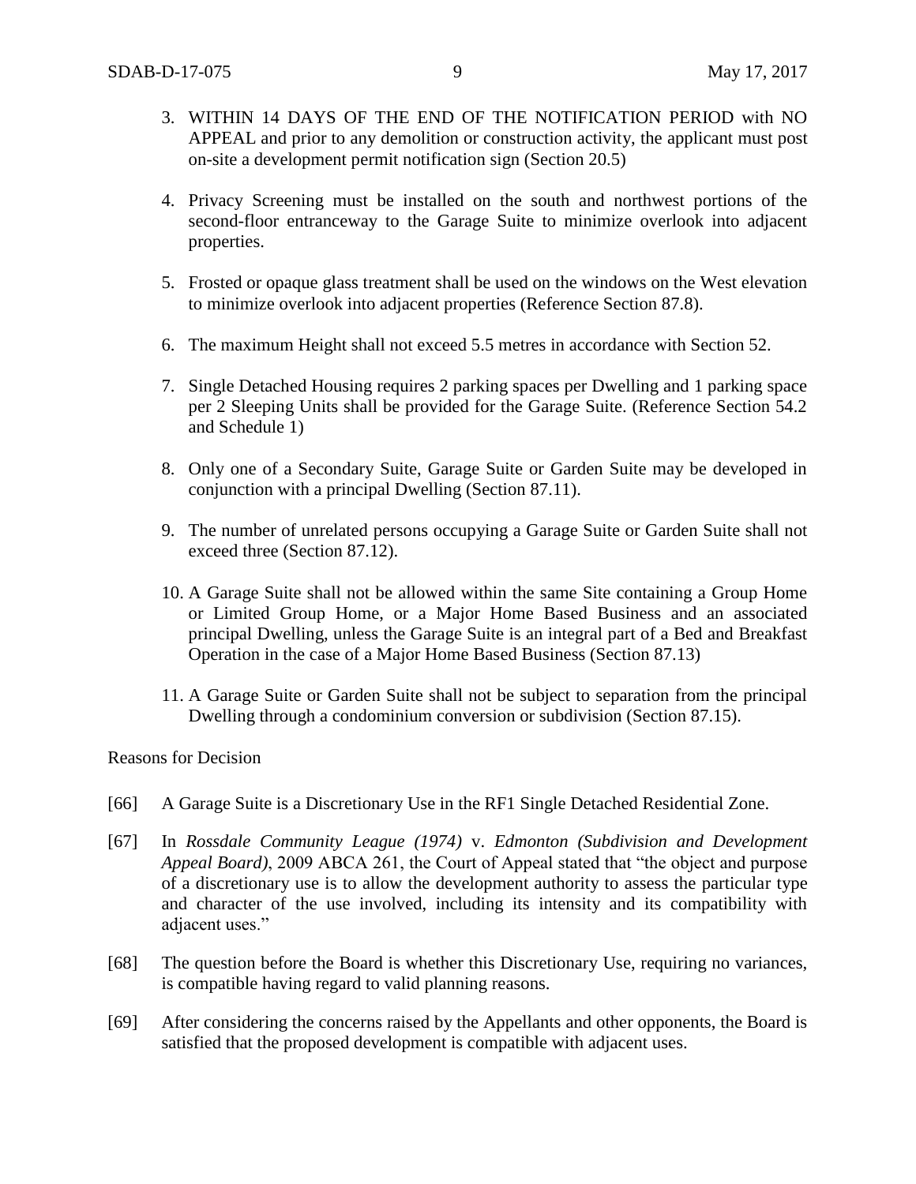3. WITHIN 14 DAYS OF THE END OF THE NOTIFICATION PERIOD with NO APPEAL and prior to any demolition or construction activity, the applicant must post on-site a development permit notification sign (Section 20.5)

4. Privacy Screening must be installed on the south and northwest portions of the second-floor entranceway to the Garage Suite to minimize overlook into adjacent properties.

5. Frosted or opaque glass treatment shall be used on the windows on the West elevation to minimize overlook into adjacent properties (Reference Section 87.8).

6. The maximum Height shall not exceed 5.5 metres in accordance with Section 52.

7. Single Detached Housing requires 2 parking spaces per Dwelling and 1 parking space per 2 Sleeping Units shall be provided for the Garage Suite. (Reference Section 54.2 and Schedule 1)

8. Only one of a Secondary Suite, Garage Suite or Garden Suite may be developed in conjunction with a principal Dwelling (Section 87.11).

9. The number of unrelated persons occupying a Garage Suite or Garden Suite shall not exceed three (Section 87.12).

10. A Garage Suite shall not be allowed within the same Site containing a Group Home or Limited Group Home, or a Major Home Based Business and an associated principal Dwelling, unless the Garage Suite is an integral part of a Bed and Breakfast Operation in the case of a Major Home Based Business (Section 87.13)

11. A Garage Suite or Garden Suite shall not be subject to separation from the principal Dwelling through a condominium conversion or subdivision (Section 87.15).

Reasons for Decision

[66] A Garage Suite is a Discretionary Use in the RF1 Single Detached Residential Zone.

[67] In *Rossdale Community League (1974)* v. *Edmonton (Subdivision and Development Appeal Board)*, 2009 ABCA 261, the Court of Appeal stated that "the object and purpose of a discretionary use is to allow the development authority to assess the particular type and character of the use involved, including its intensity and its compatibility with adjacent uses."

[68] The question before the Board is whether this Discretionary Use, requiring no variances, is compatible having regard to valid planning reasons.

[69] After considering the concerns raised by the Appellants and other opponents, the Board is satisfied that the proposed development is compatible with adjacent uses.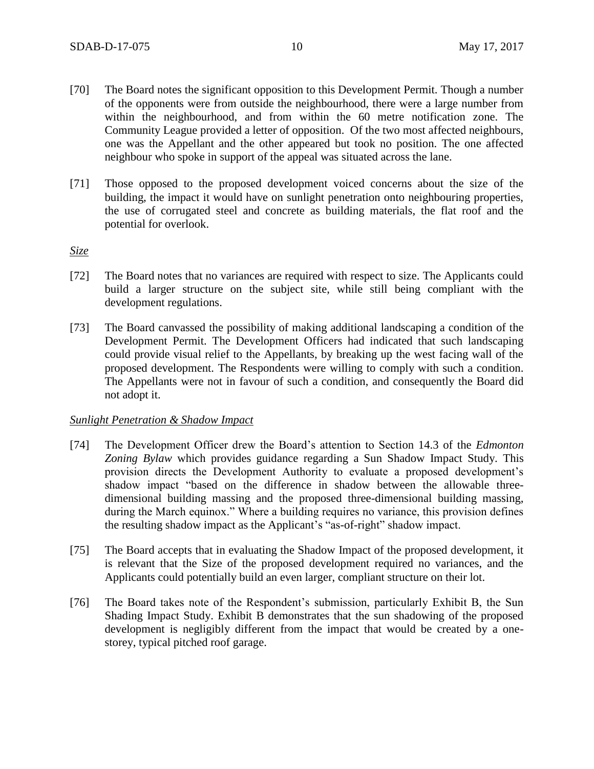[70] The Board notes the significant opposition to this Development Permit. Though a number of the opponents were from outside the neighbourhood, there were a large number from within the neighbourhood, and from within the 60 metre notification zone. The Community League provided a letter of opposition. Of the two most affected neighbours, one was the Appellant and the other appeared but took no position. The one affected neighbour who spoke in support of the appeal was situated across the lane.

[71] Those opposed to the proposed development voiced concerns about the size of the building, the impact it would have on sunlight penetration onto neighbouring properties, the use of corrugated steel and concrete as building materials, the flat roof and the potential for overlook.

*Size*

[72] The Board notes that no variances are required with respect to size. The Applicants could build a larger structure on the subject site, while still being compliant with the development regulations.

[73] The Board canvassed the possibility of making additional landscaping a condition of the Development Permit. The Development Officers had indicated that such landscaping could provide visual relief to the Appellants, by breaking up the west facing wall of the proposed development. The Respondents were willing to comply with such a condition. The Appellants were not in favour of such a condition, and consequently the Board did not adopt it.

*Sunlight Penetration & Shadow Impact*

[74] The Development Officer drew the Board's attention to Section 14.3 of the *Edmonton Zoning Bylaw* which provides guidance regarding a Sun Shadow Impact Study. This provision directs the Development Authority to evaluate a proposed development's shadow impact "based on the difference in shadow between the allowable three-dimensional building massing and the proposed three-dimensional building massing, during the March equinox." Where a building requires no variance, this provision defines the resulting shadow impact as the Applicant's "as-of-right" shadow impact.

[75] The Board accepts that in evaluating the Shadow Impact of the proposed development, it is relevant that the Size of the proposed development required no variances, and the Applicants could potentially build an even larger, compliant structure on their lot.

[76] The Board takes note of the Respondent's submission, particularly Exhibit B, the Sun Shading Impact Study. Exhibit B demonstrates that the sun shadowing of the proposed development is negligibly different from the impact that would be created by a one-storey, typical pitched roof garage.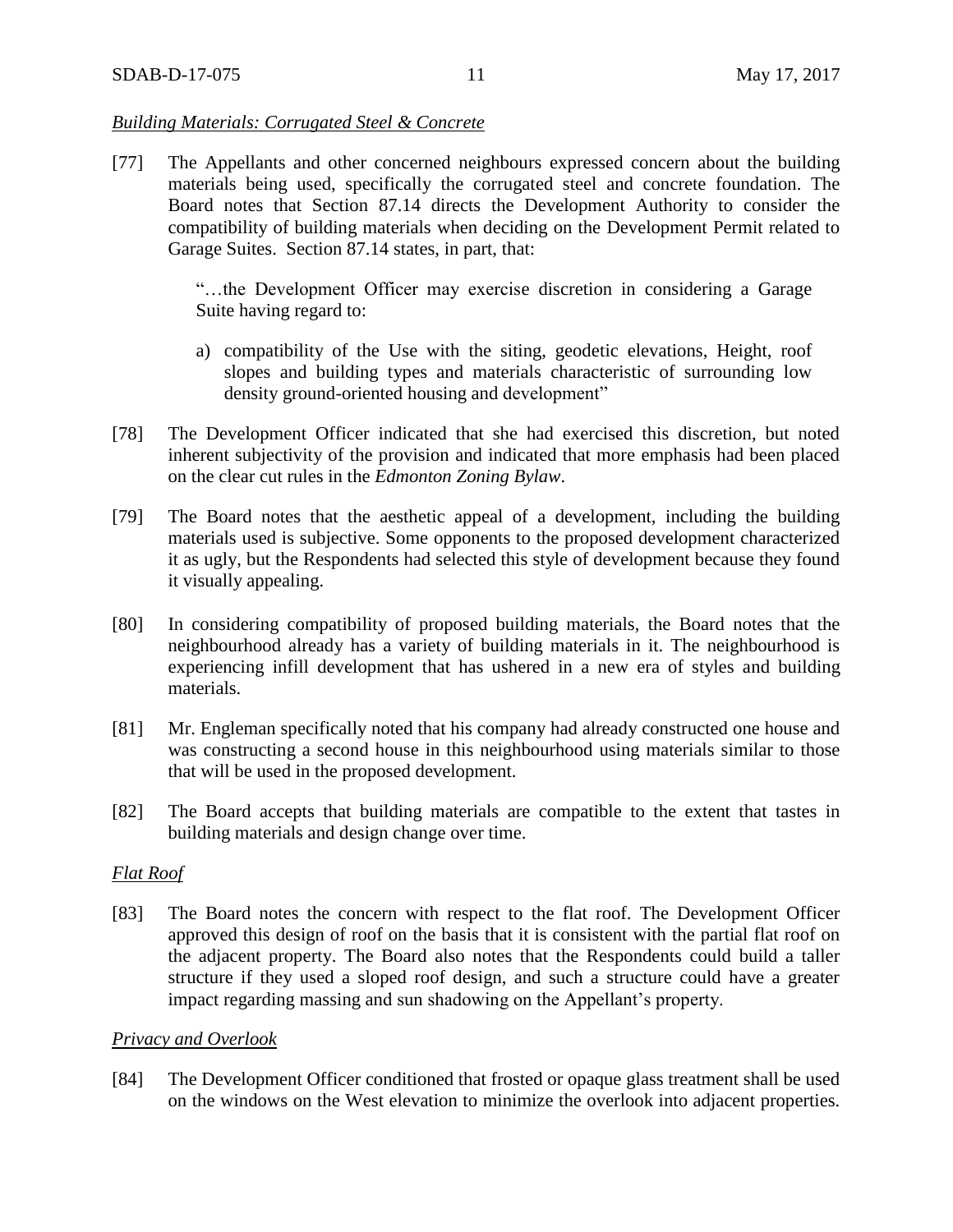*Building Materials: Corrugated Steel & Concrete*

[77] The Appellants and other concerned neighbours expressed concern about the building materials being used, specifically the corrugated steel and concrete foundation. The Board notes that Section 87.14 directs the Development Authority to consider the compatibility of building materials when deciding on the Development Permit related to Garage Suites. Section 87.14 states, in part, that:

> "…the Development Officer may exercise discretion in considering a Garage Suite having regard to:
>
> a) compatibility of the Use with the siting, geodetic elevations, Height, roof slopes and building types and materials characteristic of surrounding low density ground-oriented housing and development"

[78] The Development Officer indicated that she had exercised this discretion, but noted inherent subjectivity of the provision and indicated that more emphasis had been placed on the clear cut rules in the *Edmonton Zoning Bylaw*.

[79] The Board notes that the aesthetic appeal of a development, including the building materials used is subjective. Some opponents to the proposed development characterized it as ugly, but the Respondents had selected this style of development because they found it visually appealing.

[80] In considering compatibility of proposed building materials, the Board notes that the neighbourhood already has a variety of building materials in it. The neighbourhood is experiencing infill development that has ushered in a new era of styles and building materials.

[81] Mr. Engleman specifically noted that his company had already constructed one house and was constructing a second house in this neighbourhood using materials similar to those that will be used in the proposed development.

[82] The Board accepts that building materials are compatible to the extent that tastes in building materials and design change over time.

*Flat Roof*

[83] The Board notes the concern with respect to the flat roof. The Development Officer approved this design of roof on the basis that it is consistent with the partial flat roof on the adjacent property. The Board also notes that the Respondents could build a taller structure if they used a sloped roof design, and such a structure could have a greater impact regarding massing and sun shadowing on the Appellant's property.

*Privacy and Overlook*

[84] The Development Officer conditioned that frosted or opaque glass treatment shall be used on the windows on the West elevation to minimize the overlook into adjacent properties.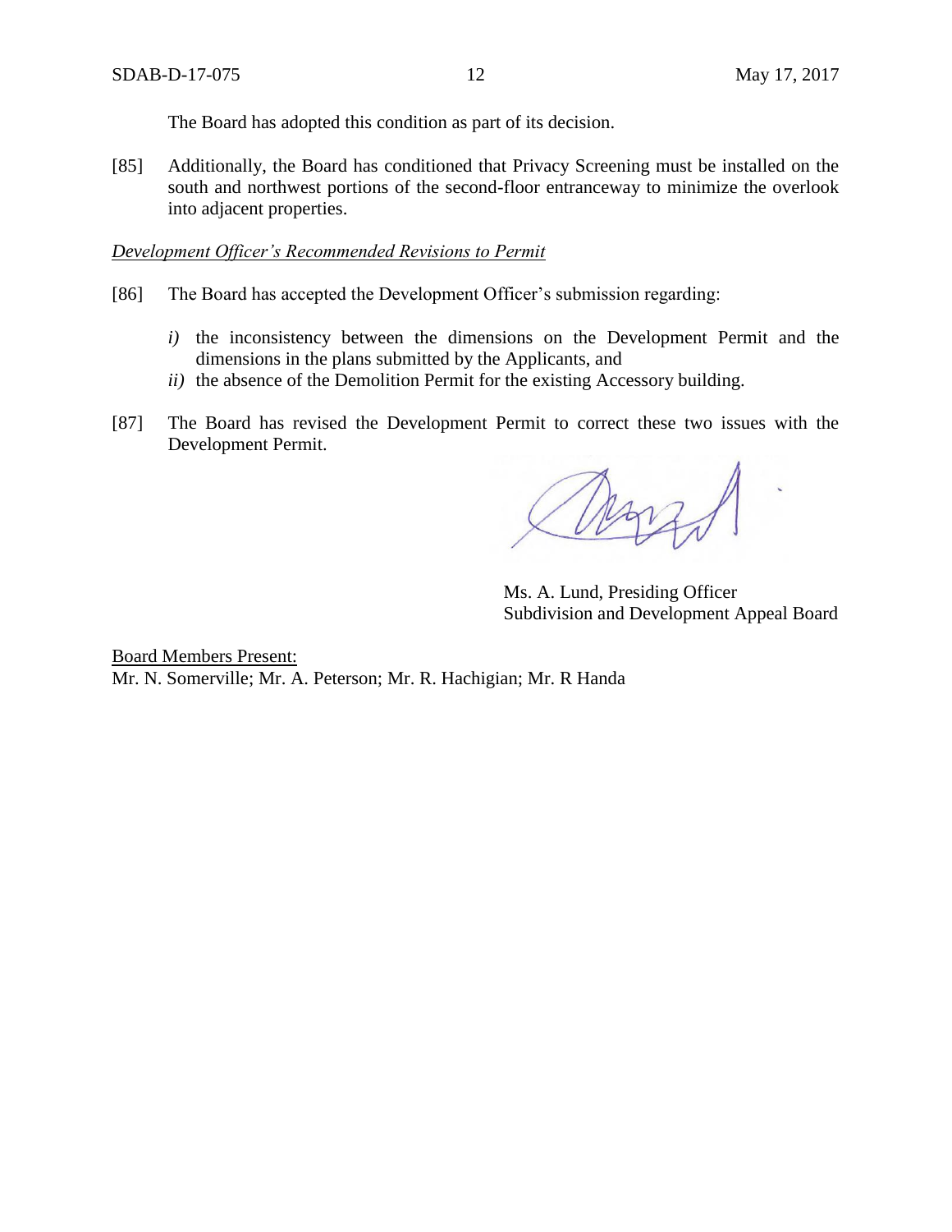The Board has adopted this condition as part of its decision.

[85] Additionally, the Board has conditioned that Privacy Screening must be installed on the south and northwest portions of the second-floor entranceway to minimize the overlook into adjacent properties.

*Development Officer's Recommended Revisions to Permit*

[86] The Board has accepted the Development Officer's submission regarding:

*i)* the inconsistency between the dimensions on the Development Permit and the dimensions in the plans submitted by the Applicants, and

*ii)* the absence of the Demolition Permit for the existing Accessory building.

[87] The Board has revised the Development Permit to correct these two issues with the Development Permit.

Ms. A. Lund, Presiding Officer
Subdivision and Development Appeal Board

Board Members Present:
Mr. N. Somerville; Mr. A. Peterson; Mr. R. Hachigian; Mr. R Handa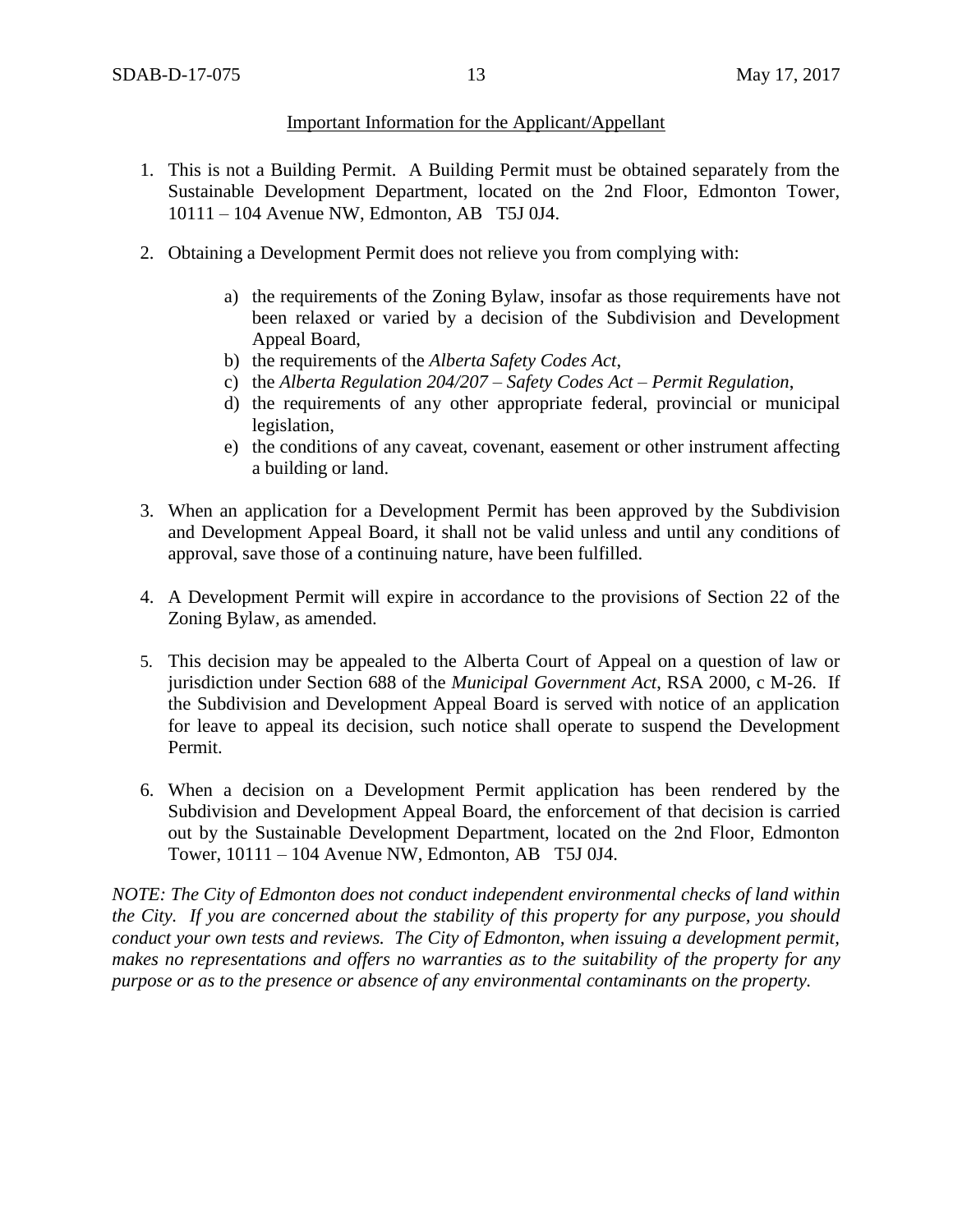Important Information for the Applicant/Appellant

1. This is not a Building Permit. A Building Permit must be obtained separately from the Sustainable Development Department, located on the 2nd Floor, Edmonton Tower, 10111 – 104 Avenue NW, Edmonton, AB T5J 0J4.

2. Obtaining a Development Permit does not relieve you from complying with:

   a) the requirements of the Zoning Bylaw, insofar as those requirements have not been relaxed or varied by a decision of the Subdivision and Development Appeal Board,
   b) the requirements of the *Alberta Safety Codes Act*,
   c) the *Alberta Regulation 204/207 – Safety Codes Act – Permit Regulation*,
   d) the requirements of any other appropriate federal, provincial or municipal legislation,
   e) the conditions of any caveat, covenant, easement or other instrument affecting a building or land.

3. When an application for a Development Permit has been approved by the Subdivision and Development Appeal Board, it shall not be valid unless and until any conditions of approval, save those of a continuing nature, have been fulfilled.

4. A Development Permit will expire in accordance to the provisions of Section 22 of the Zoning Bylaw, as amended.

5. This decision may be appealed to the Alberta Court of Appeal on a question of law or jurisdiction under Section 688 of the *Municipal Government Act*, RSA 2000, c M-26. If the Subdivision and Development Appeal Board is served with notice of an application for leave to appeal its decision, such notice shall operate to suspend the Development Permit.

6. When a decision on a Development Permit application has been rendered by the Subdivision and Development Appeal Board, the enforcement of that decision is carried out by the Sustainable Development Department, located on the 2nd Floor, Edmonton Tower, 10111 – 104 Avenue NW, Edmonton, AB T5J 0J4.

*NOTE: The City of Edmonton does not conduct independent environmental checks of land within the City. If you are concerned about the stability of this property for any purpose, you should conduct your own tests and reviews. The City of Edmonton, when issuing a development permit, makes no representations and offers no warranties as to the suitability of the property for any purpose or as to the presence or absence of any environmental contaminants on the property.*